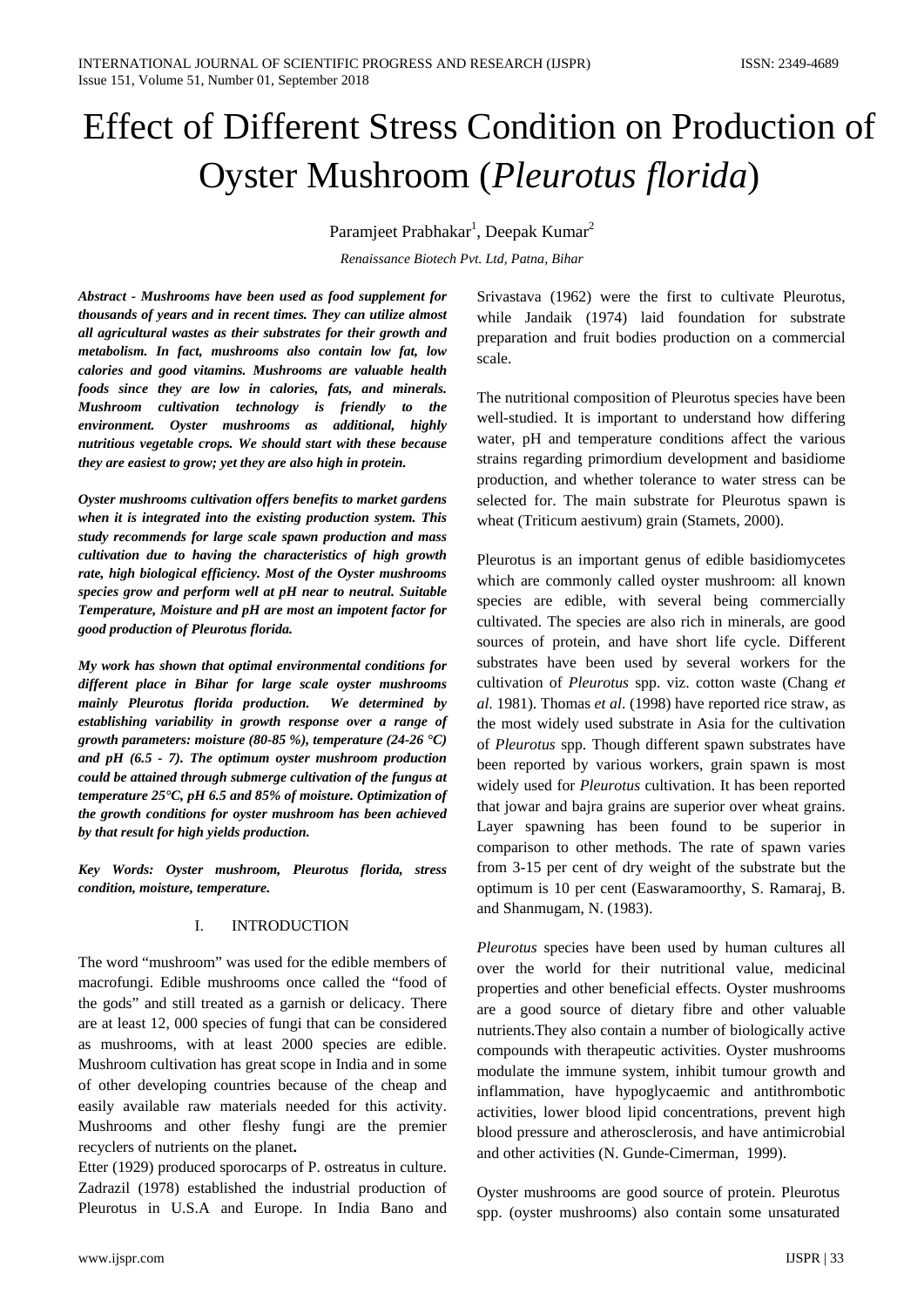# Effect of Different Stress Condition on Production of Oyster Mushroom (*Pleurotus florida*)

Paramjeet Prabhakar[1], Deepak Kumar[2]

*Renaissance Biotech Pvt. Ltd, Patna, Bihar*

***Abstract - Mushrooms have been used as food supplement for thousands of years and in recent times. They can utilize almost all agricultural wastes as their substrates for their growth and metabolism. In fact, mushrooms also contain low fat, low calories and good vitamins. Mushrooms are valuable health foods since they are low in calories, fats, and minerals. Mushroom cultivation technology is friendly to the environment. Oyster mushrooms as additional, highly nutritious vegetable crops. We should start with these because they are easiest to grow; yet they are also high in protein.***

***Oyster mushrooms cultivation offers benefits to market gardens when it is integrated into the existing production system. This study recommends for large scale spawn production and mass cultivation due to having the characteristics of high growth rate, high biological efficiency. Most of the Oyster mushrooms species grow and perform well at pH near to neutral. Suitable Temperature, Moisture and pH are most an impotent factor for good production of Pleurotus florida.***

***My work has shown that optimal environmental conditions for different place in Bihar for large scale oyster mushrooms mainly Pleurotus florida production. We determined by establishing variability in growth response over a range of growth parameters: moisture (80-85 %), temperature (24-26 °C) and pH (6.5 - 7). The optimum oyster mushroom production could be attained through submerge cultivation of the fungus at temperature 25°C, pH 6.5 and 85% of moisture. Optimization of the growth conditions for oyster mushroom has been achieved by that result for high yields production.***

***Key Words: Oyster mushroom, Pleurotus florida, stress condition, moisture, temperature.***

## I. INTRODUCTION

The word "mushroom" was used for the edible members of macrofungi. Edible mushrooms once called the "food of the gods" and still treated as a garnish or delicacy. There are at least 12, 000 species of fungi that can be considered as mushrooms, with at least 2000 species are edible. Mushroom cultivation has great scope in India and in some of other developing countries because of the cheap and easily available raw materials needed for this activity. Mushrooms and other fleshy fungi are the premier recyclers of nutrients on the planet**.**

Etter (1929) produced sporocarps of P. ostreatus in culture. Zadrazil (1978) established the industrial production of Pleurotus in U.S.A and Europe. In India Bano and Srivastava (1962) were the first to cultivate Pleurotus, while Jandaik (1974) laid foundation for substrate preparation and fruit bodies production on a commercial scale.

The nutritional composition of Pleurotus species have been well-studied. It is important to understand how differing water, pH and temperature conditions affect the various strains regarding primordium development and basidiome production, and whether tolerance to water stress can be selected for. The main substrate for Pleurotus spawn is wheat (Triticum aestivum) grain (Stamets, 2000).

Pleurotus is an important genus of edible basidiomycetes which are commonly called oyster mushroom: all known species are edible, with several being commercially cultivated. The species are also rich in minerals, are good sources of protein, and have short life cycle. Different substrates have been used by several workers for the cultivation of *Pleurotus* spp. viz. cotton waste (Chang *et al*. 1981). Thomas *et al*. (1998) have reported rice straw, as the most widely used substrate in Asia for the cultivation of *Pleurotus* spp. Though different spawn substrates have been reported by various workers, grain spawn is most widely used for *Pleurotus* cultivation. It has been reported that jowar and bajra grains are superior over wheat grains. Layer spawning has been found to be superior in comparison to other methods. The rate of spawn varies from 3-15 per cent of dry weight of the substrate but the optimum is 10 per cent (Easwaramoorthy, S. Ramaraj, B. and Shanmugam, N. (1983).

*Pleurotus* species have been used by human cultures all over the world for their nutritional value, medicinal properties and other beneficial effects. Oyster mushrooms are a good source of dietary fibre and other valuable nutrients.They also contain a number of biologically active compounds with therapeutic activities. Oyster mushrooms modulate the immune system, inhibit tumour growth and inflammation, have hypoglycaemic and antithrombotic activities, lower blood lipid concentrations, prevent high blood pressure and atherosclerosis, and have antimicrobial and other activities (N. Gunde-Cimerman, 1999).

Oyster mushrooms are good source of protein. Pleurotus spp. (oyster mushrooms) also contain some unsaturated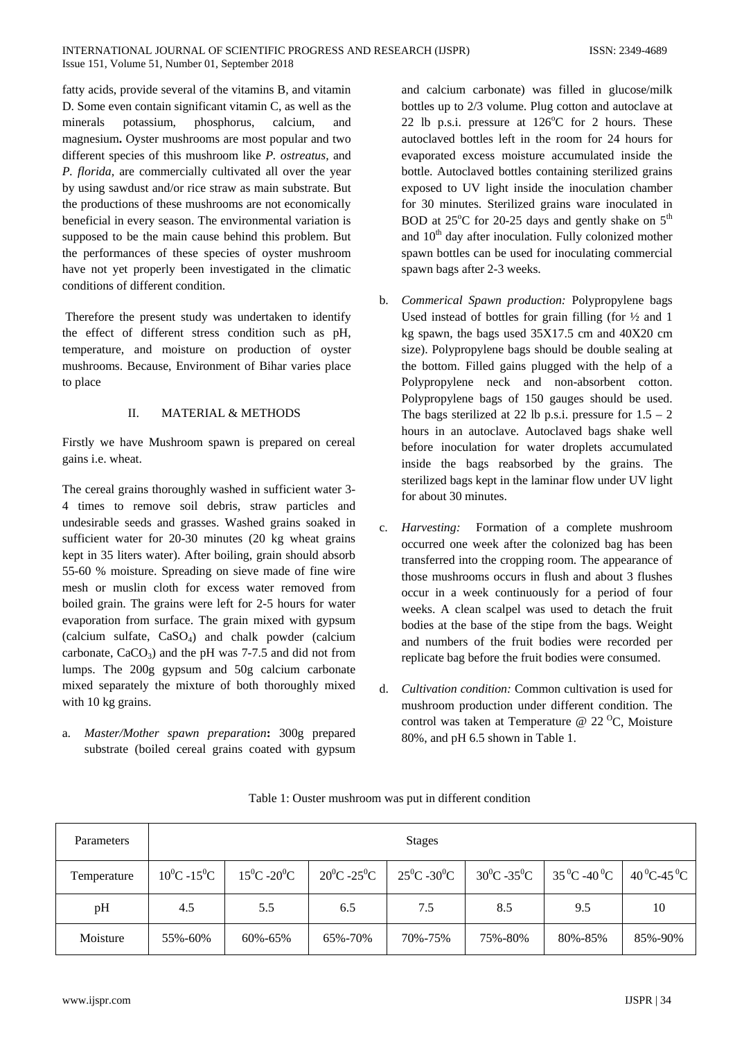fatty acids, provide several of the vitamins B, and vitamin D. Some even contain significant vitamin C, as well as the minerals potassium, phosphorus, calcium, and magnesium**.** Oyster mushrooms are most popular and two different species of this mushroom like *P. ostreatus,* and *P. florida,* are commercially cultivated all over the year by using sawdust and/or rice straw as main substrate. But the productions of these mushrooms are not economically beneficial in every season. The environmental variation is supposed to be the main cause behind this problem. But the performances of these species of oyster mushroom have not yet properly been investigated in the climatic conditions of different condition.

Therefore the present study was undertaken to identify the effect of different stress condition such as pH, temperature, and moisture on production of oyster mushrooms. Because, Environment of Bihar varies place to place

## II. MATERIAL & METHODS

Firstly we have Mushroom spawn is prepared on cereal gains i.e. wheat.

The cereal grains thoroughly washed in sufficient water 3-4 times to remove soil debris, straw particles and undesirable seeds and grasses. Washed grains soaked in sufficient water for 20-30 minutes (20 kg wheat grains kept in 35 liters water). After boiling, grain should absorb 55-60 % moisture. Spreading on sieve made of fine wire mesh or muslin cloth for excess water removed from boiled grain. The grains were left for 2-5 hours for water evaporation from surface. The grain mixed with gypsum (calcium sulfate, $CaSO_4$) and chalk powder (calcium carbonate, $CaCO_3$) and the pH was 7-7.5 and did not from lumps. The 200g gypsum and 50g calcium carbonate mixed separately the mixture of both thoroughly mixed with 10 kg grains.

a. *Master/Mother spawn preparation***:** 300g prepared substrate (boiled cereal grains coated with gypsum and calcium carbonate) was filled in glucose/milk bottles up to 2/3 volume. Plug cotton and autoclave at 22 lb p.s.i. pressure at 126°C for 2 hours. These autoclaved bottles left in the room for 24 hours for evaporated excess moisture accumulated inside the bottle. Autoclaved bottles containing sterilized grains exposed to UV light inside the inoculation chamber for 30 minutes. Sterilized grains ware inoculated in BOD at 25°C for 20-25 days and gently shake on 5th and 10th day after inoculation. Fully colonized mother spawn bottles can be used for inoculating commercial spawn bags after 2-3 weeks.

b. *Commerical Spawn production:* Polypropylene bags Used instead of bottles for grain filling (for ½ and 1 kg spawn, the bags used 35X17.5 cm and 40X20 cm size). Polypropylene bags should be double sealing at the bottom. Filled gains plugged with the help of a Polypropylene neck and non-absorbent cotton. Polypropylene bags of 150 gauges should be used. The bags sterilized at 22 lb p.s.i. pressure for 1.5 – 2 hours in an autoclave. Autoclaved bags shake well before inoculation for water droplets accumulated inside the bags reabsorbed by the grains. The sterilized bags kept in the laminar flow under UV light for about 30 minutes.

c. *Harvesting:* Formation of a complete mushroom occurred one week after the colonized bag has been transferred into the cropping room. The appearance of those mushrooms occurs in flush and about 3 flushes occur in a week continuously for a period of four weeks. A clean scalpel was used to detach the fruit bodies at the base of the stipe from the bags. Weight and numbers of the fruit bodies were recorded per replicate bag before the fruit bodies were consumed.

d. *Cultivation condition:* Common cultivation is used for mushroom production under different condition. The control was taken at Temperature @ 22 °C, Moisture 80%, and pH 6.5 shown in Table 1.

Table 1: Ouster mushroom was put in different condition

| Parameters | Stages | | | | | | |
|---|---|---|---|---|---|---|---|
| Temperature | 10°C -15°C | 15°C -20°C | 20°C -25°C | 25°C -30°C | 30°C -35°C | 35 °C -40 °C | 40 °C-45 °C |
| pH | 4.5 | 5.5 | 6.5 | 7.5 | 8.5 | 9.5 | 10 |
| Moisture | 55%-60% | 60%-65% | 65%-70% | 70%-75% | 75%-80% | 80%-85% | 85%-90% |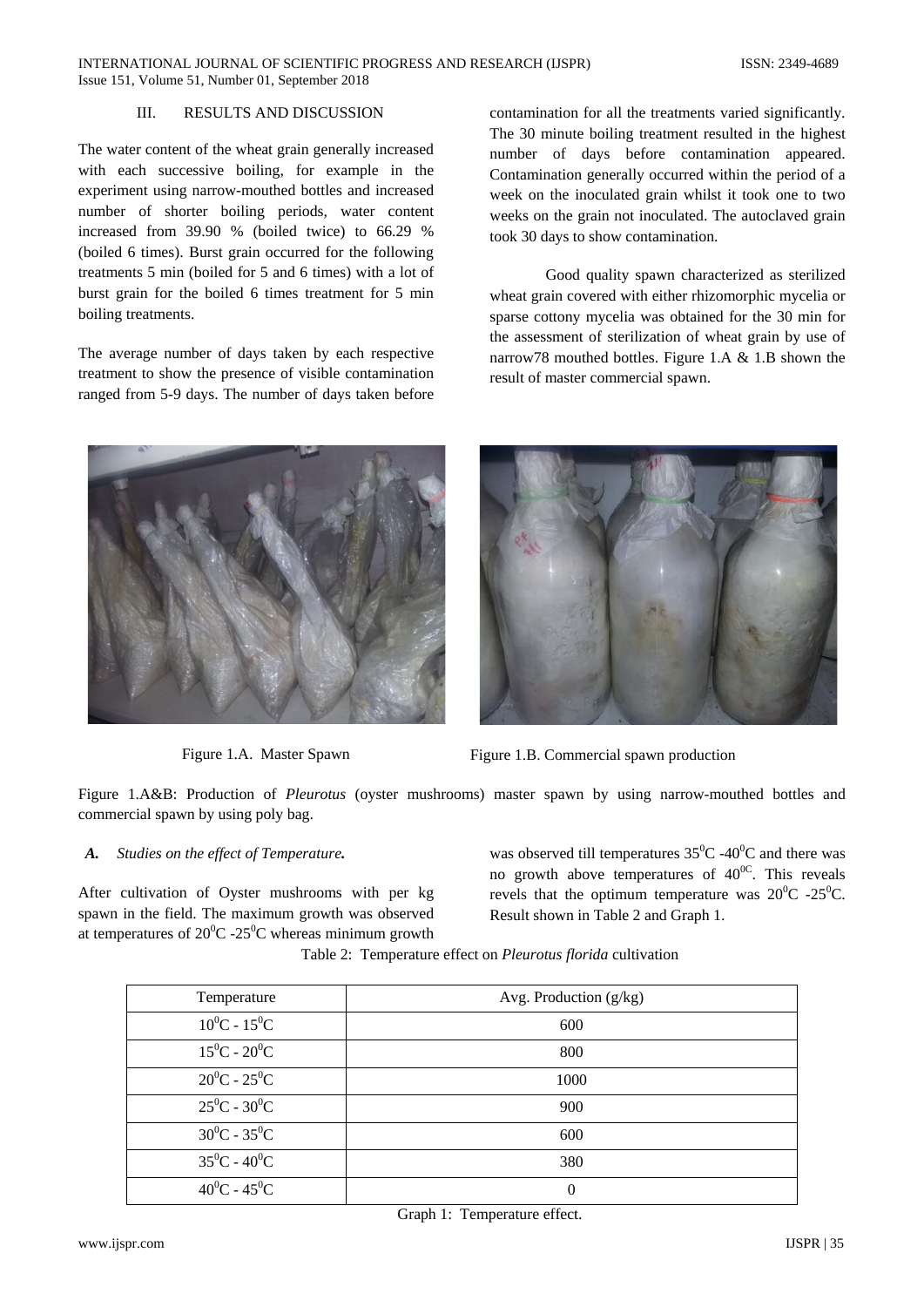## III. RESULTS AND DISCUSSION

The water content of the wheat grain generally increased with each successive boiling, for example in the experiment using narrow-mouthed bottles and increased number of shorter boiling periods, water content increased from 39.90 % (boiled twice) to 66.29 % (boiled 6 times). Burst grain occurred for the following treatments 5 min (boiled for 5 and 6 times) with a lot of burst grain for the boiled 6 times treatment for 5 min boiling treatments.

The average number of days taken by each respective treatment to show the presence of visible contamination ranged from 5-9 days. The number of days taken before contamination for all the treatments varied significantly. The 30 minute boiling treatment resulted in the highest number of days before contamination appeared. Contamination generally occurred within the period of a week on the inoculated grain whilst it took one to two weeks on the grain not inoculated. The autoclaved grain took 30 days to show contamination.

Good quality spawn characterized as sterilized wheat grain covered with either rhizomorphic mycelia or sparse cottony mycelia was obtained for the 30 min for the assessment of sterilization of wheat grain by use of narrow78 mouthed bottles. Figure 1.A & 1.B shown the result of master commercial spawn.

Figure 1.A. Master Spawn

Figure 1.B. Commercial spawn production

Figure 1.A&B: Production of *Pleurotus* (oyster mushrooms) master spawn by using narrow-mouthed bottles and commercial spawn by using poly bag.

### *A. Studies on the effect of Temperature.*

After cultivation of Oyster mushrooms with per kg spawn in the field. The maximum growth was observed at temperatures of $20^0$C -$25^0$C whereas minimum growth was observed till temperatures $35^0$C -$40^0$C and there was no growth above temperatures of $40^{0C}$. This reveals revels that the optimum temperature was $20^0$C -$25^0$C. Result shown in Table 2 and Graph 1.

Table 2: Temperature effect on *Pleurotus florida* cultivation

| Temperature | Avg. Production (g/kg) |
|---|---|
| $10^0$C - $15^0$C | 600 |
| $15^0$C - $20^0$C | 800 |
| $20^0$C - $25^0$C | 1000 |
| $25^0$C - $30^0$C | 900 |
| $30^0$C - $35^0$C | 600 |
| $35^0$C - $40^0$C | 380 |
| $40^0$C - $45^0$C | 0 |

Graph 1: Temperature effect.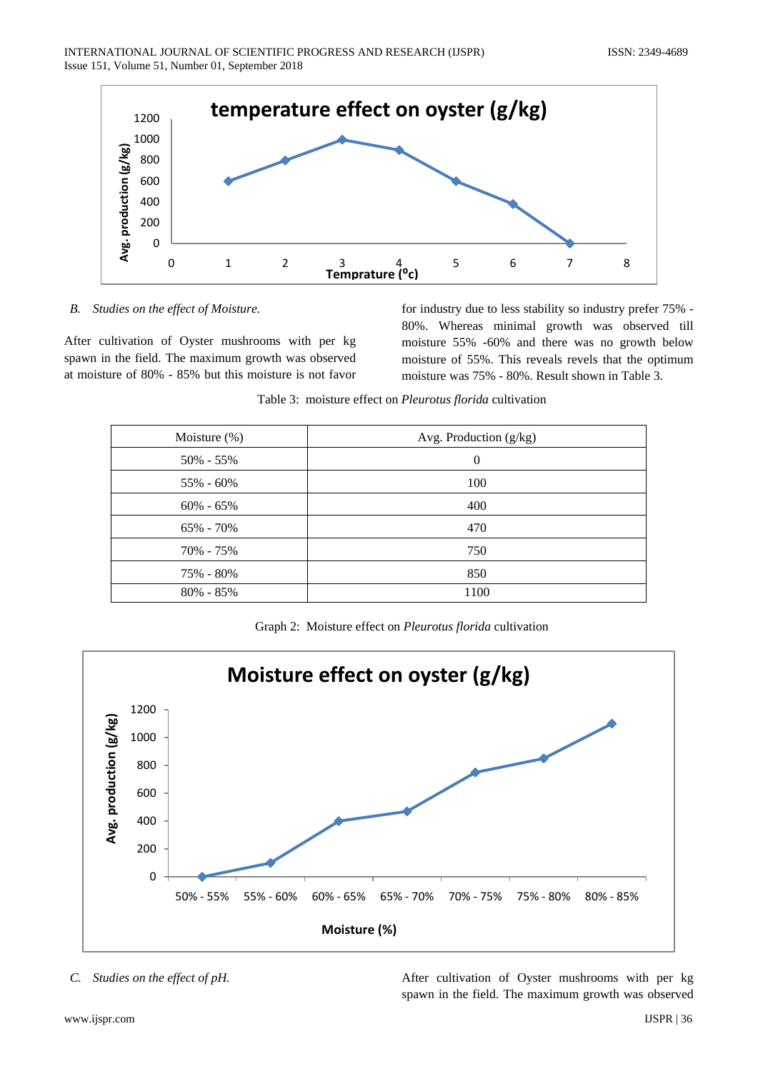B. *Studies on the effect of Moisture.*

After cultivation of Oyster mushrooms with per kg spawn in the field. The maximum growth was observed at moisture of 80% - 85% but this moisture is not favor for industry due to less stability so industry prefer 75% - 80%. Whereas minimal growth was observed till moisture 55% -60% and there was no growth below moisture of 55%. This reveals revels that the optimum moisture was 75% - 80%. Result shown in Table 3.

Table 3: moisture effect on *Pleurotus florida* cultivation

| Moisture (%) | Avg. Production (g/kg) |
|---|---|
| 50% - 55% | 0 |
| 55% - 60% | 100 |
| 60% - 65% | 400 |
| 65% - 70% | 470 |
| 70% - 75% | 750 |
| 75% - 80% | 850 |
| 80% - 85% | 1100 |

Graph 2: Moisture effect on *Pleurotus florida* cultivation

C. *Studies on the effect of pH.*

After cultivation of Oyster mushrooms with per kg spawn in the field. The maximum growth was observed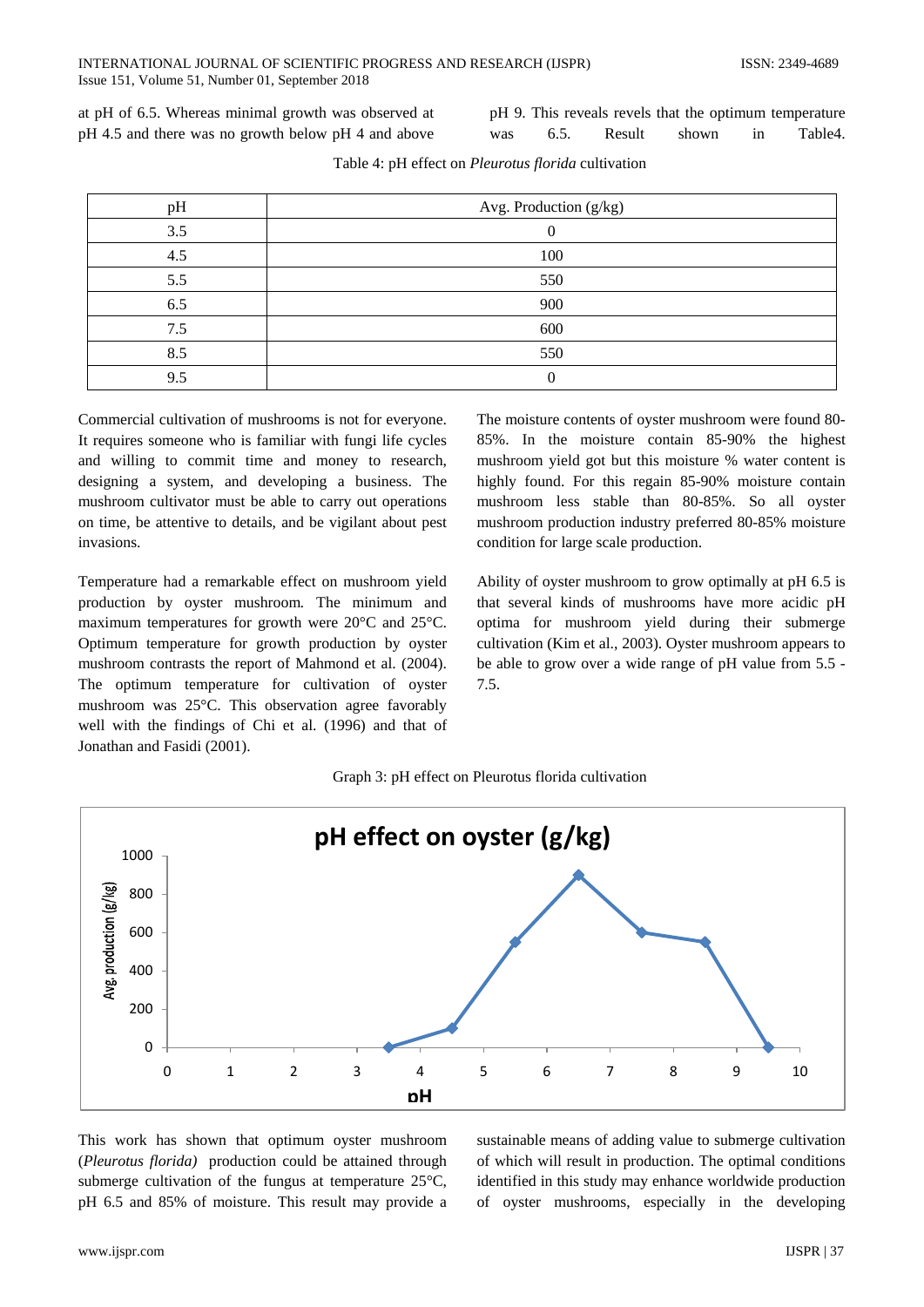at pH of 6.5. Whereas minimal growth was observed at pH 4.5 and there was no growth below pH 4 and above pH 9. This reveals revels that the optimum temperature was 6.5. Result shown in Table4.

Table 4: pH effect on *Pleurotus florida* cultivation

| pH | Avg. Production (g/kg) |
|---|---|
| 3.5 | 0 |
| 4.5 | 100 |
| 5.5 | 550 |
| 6.5 | 900 |
| 7.5 | 600 |
| 8.5 | 550 |
| 9.5 | 0 |

Commercial cultivation of mushrooms is not for everyone. It requires someone who is familiar with fungi life cycles and willing to commit time and money to research, designing a system, and developing a business. The mushroom cultivator must be able to carry out operations on time, be attentive to details, and be vigilant about pest invasions.

Temperature had a remarkable effect on mushroom yield production by oyster mushroom. The minimum and maximum temperatures for growth were 20°C and 25°C. Optimum temperature for growth production by oyster mushroom contrasts the report of Mahmond et al. (2004). The optimum temperature for cultivation of oyster mushroom was 25°C. This observation agree favorably well with the findings of Chi et al. (1996) and that of Jonathan and Fasidi (2001).

The moisture contents of oyster mushroom were found 80-85%. In the moisture contain 85-90% the highest mushroom yield got but this moisture % water content is highly found. For this regain 85-90% moisture contain mushroom less stable than 80-85%. So all oyster mushroom production industry preferred 80-85% moisture condition for large scale production.

Ability of oyster mushroom to grow optimally at pH 6.5 is that several kinds of mushrooms have more acidic pH optima for mushroom yield during their submerge cultivation (Kim et al., 2003). Oyster mushroom appears to be able to grow over a wide range of pH value from 5.5 - 7.5.

Graph 3: pH effect on Pleurotus florida cultivation

This work has shown that optimum oyster mushroom (*Pleurotus florida)* production could be attained through submerge cultivation of the fungus at temperature 25°C, pH 6.5 and 85% of moisture. This result may provide a sustainable means of adding value to submerge cultivation of which will result in production. The optimal conditions identified in this study may enhance worldwide production of oyster mushrooms, especially in the developing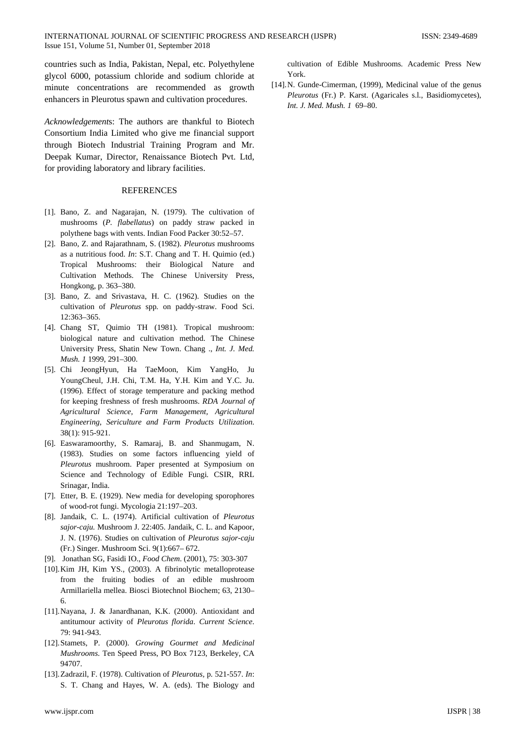countries such as India, Pakistan, Nepal, etc. Polyethylene glycol 6000, potassium chloride and sodium chloride at minute concentrations are recommended as growth enhancers in Pleurotus spawn and cultivation procedures.

*Acknowledgements*: The authors are thankful to Biotech Consortium India Limited who give me financial support through Biotech Industrial Training Program and Mr. Deepak Kumar, Director, Renaissance Biotech Pvt. Ltd, for providing laboratory and library facilities.

## REFERENCES

[1]. Bano, Z. and Nagarajan, N. (1979). The cultivation of mushrooms (*P. flabellatus*) on paddy straw packed in polythene bags with vents. Indian Food Packer 30:52–57.

[2]. Bano, Z. and Rajarathnam, S. (1982). *Pleurotus* mushrooms as a nutritious food. *In*: S.T. Chang and T. H. Quimio (ed.) Tropical Mushrooms: their Biological Nature and Cultivation Methods. The Chinese University Press, Hongkong, p. 363–380.

[3]. Bano, Z. and Srivastava, H. C. (1962). Studies on the cultivation of *Pleurotus* spp. on paddy-straw. Food Sci. 12:363–365.

[4]. Chang ST, Quimio TH (1981). Tropical mushroom: biological nature and cultivation method. The Chinese University Press, Shatin New Town. Chang ., *Int. J. Med. Mush. 1* 1999, 291–300.

[5]. Chi JeongHyun, Ha TaeMoon, Kim YangHo, Ju YoungCheul, J.H. Chi, T.M. Ha, Y.H. Kim and Y.C. Ju. (1996). Effect of storage temperature and packing method for keeping freshness of fresh mushrooms. *RDA Journal of Agricultural Science, Farm Management, Agricultural Engineering, Sericulture and Farm Products Utilization.* 38(1): 915-921.

[6]. Easwaramoorthy, S. Ramaraj, B. and Shanmugam, N. (1983). Studies on some factors influencing yield of *Pleurotus* mushroom. Paper presented at Symposium on Science and Technology of Edible Fungi. CSIR, RRL Srinagar, India.

[7]. Etter, B. E. (1929). New media for developing sporophores of wood-rot fungi. Mycologia 21:197–203.

[8]. Jandaik, C. L. (1974). Artificial cultivation of *Pleurotus sajor-caju.* Mushroom J. 22:405. Jandaik, C. L. and Kapoor, J. N. (1976). Studies on cultivation of *Pleurotus sajor-caju* (Fr.) Singer. Mushroom Sci. 9(1):667– 672.

[9]. Jonathan SG, Fasidi IO., *Food Chem*. (2001), 75: 303-307

[10]. Kim JH, Kim YS., (2003). A fibrinolytic metalloprotease from the fruiting bodies of an edible mushroom Armillariella mellea. Biosci Biotechnol Biochem; 63, 2130–6.

[11]. Nayana, J. & Janardhanan, K.K. (2000). Antioxidant and antitumour activity of *Pleurotus florida*. *Current Science.* 79: 941-943.

[12]. Stamets, P. (2000). *Growing Gourmet and Medicinal Mushrooms*. Ten Speed Press, PO Box 7123, Berkeley, CA 94707.

[13]. Zadrazil, F. (1978). Cultivation of *Pleurotus*, p. 521-557. *In*: S. T. Chang and Hayes, W. A. (eds). The Biology and cultivation of Edible Mushrooms. Academic Press New York.

[14]. N. Gunde-Cimerman, (1999), Medicinal value of the genus *Pleurotus* (Fr.) P. Karst. (Agaricales s.l., Basidiomycetes), *Int. J. Med. Mush. 1* 69–80.